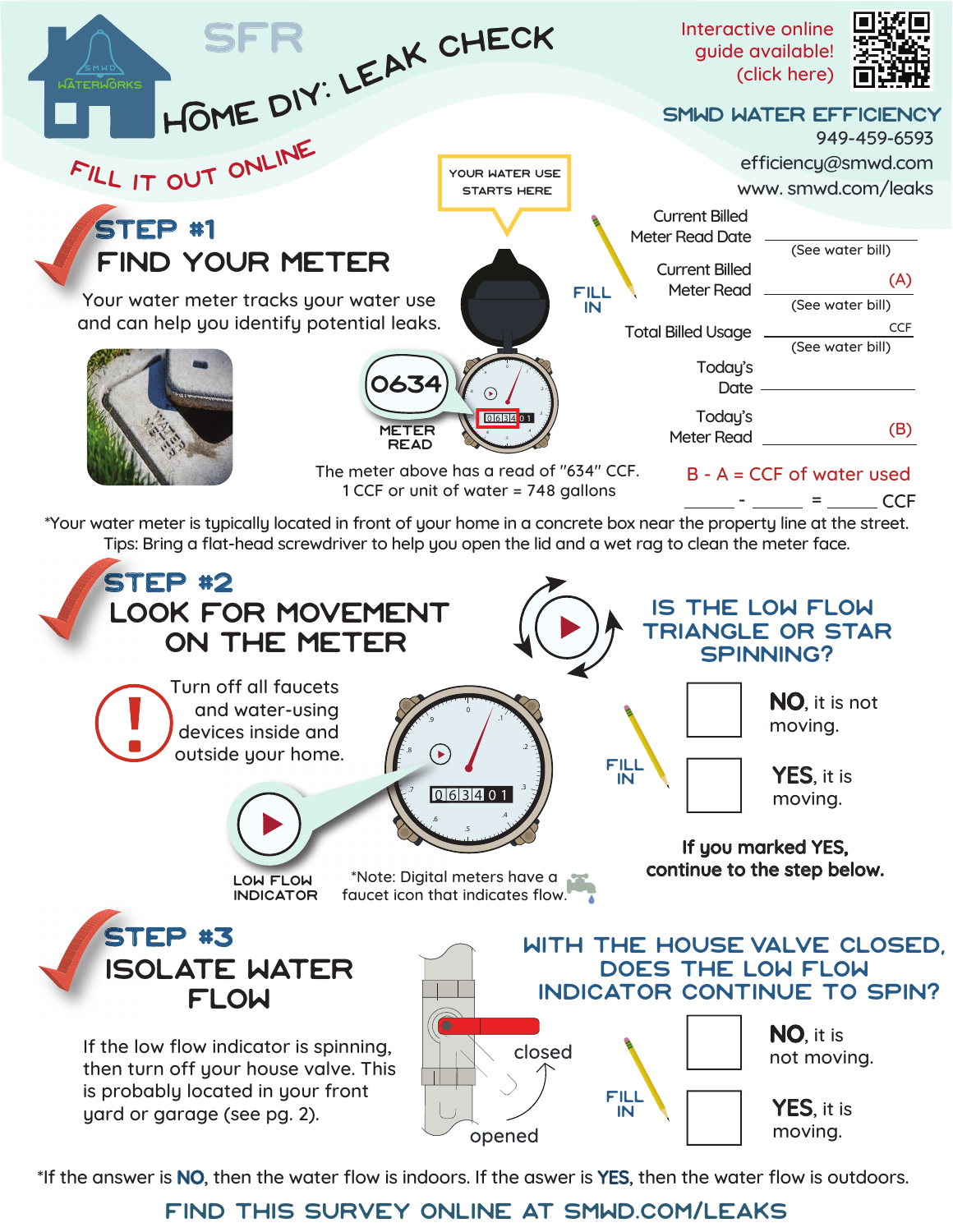# SFR HOME DIY: LEAK CHECK

FILL IT OUT ONLINE

Interactive online guide available! (click here)

**SMWD WATER EFFICIENCY**
949-459-6593
efficiency@smwd.com
www. smwd.com/leaks

## STEP #1 FIND YOUR METER

Your water meter tracks your water use and can help you identify potential leaks.

YOUR WATER USE STARTS HERE

0634

METER READ

The meter above has a read of "634" CCF.
1 CCF or unit of water = 748 gallons

FILL IN

Current Billed Meter Read Date ______ (See water bill)

Current Billed Meter Read ______ (A) (See water bill)

Total Billed Usage ______ CCF (See water bill)

Today's Date ______

Today's Meter Read ______ (B)

B - A = CCF of water used

_____ - _____ = _____ CCF

*Your water meter is typically located in front of your home in a concrete box near the property line at the street. Tips: Bring a flat-head screwdriver to help you open the lid and a wet rag to clean the meter face.

## STEP #2 LOOK FOR MOVEMENT ON THE METER

Turn off all faucets and water-using devices inside and outside your home.

LOW FLOW INDICATOR

*Note: Digital meters have a faucet icon that indicates flow.

**IS THE LOW FLOW TRIANGLE OR STAR SPINNING?**

FILL IN

☐ **NO**, it is not moving.

☐ **YES**, it is moving.

**If you marked YES, continue to the step below.**

## STEP #3 ISOLATE WATER FLOW

If the low flow indicator is spinning, then turn off your house valve. This is probably located in your front yard or garage (see pg. 2).

closed

opened

**WITH THE HOUSE VALVE CLOSED, DOES THE LOW FLOW INDICATOR CONTINUE TO SPIN?**

FILL IN

☐ **NO**, it is not moving.

☐ **YES**, it is moving.

*If the answer is **NO**, then the water flow is indoors. If the aswer is **YES**, then the water flow is outdoors.

**FIND THIS SURVEY ONLINE AT SMWD.COM/LEAKS**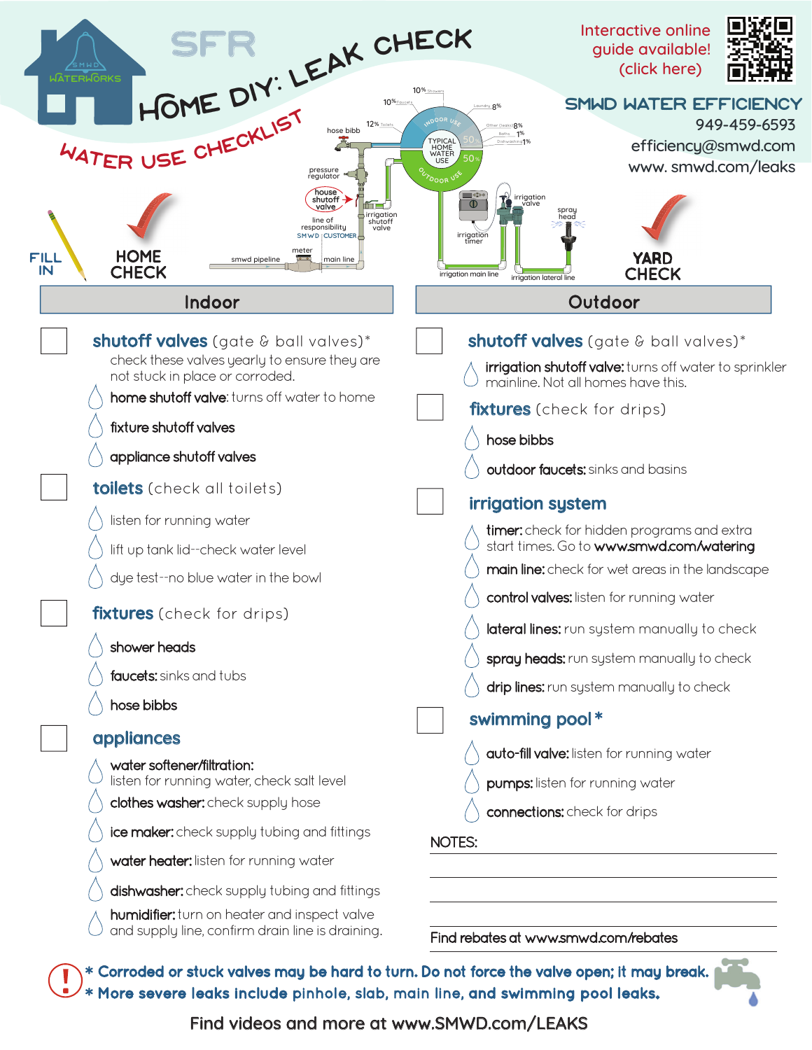# HOME DIY: LEAK CHECK

SFR

SMWD WATERWORKS

## WATER USE CHECKLIST

Interactive online guide available! (click here)

**SMWD WATER EFFICIENCY**

949-459-6593

efficiency@smwd.com

www. smwd.com/leaks

hose bibb

pressure regulator

house shutoff valve

irrigation shutoff valve

line of responsibility

SMWD | CUSTOMER

meter

smwd pipeline

main line

TYPICAL HOME WATER USE

INDOOR USE 50%

OUTDOOR USE 50%

10% Showers

10% Faucets

12% Toilets

Laundry 8%

Other (leaks) 8%

Baths 1%

Dishwashing 1%

irrigation valve

irrigation timer

spray head

irrigation main line

irrigation lateral line

FILL IN

HOME CHECK

YARD CHECK

## Indoor

☐ **shutoff valves** (gate & ball valves)*

check these valves yearly to ensure they are not stuck in place or corroded.

- **home shutoff valve**: turns off water to home
- **fixture shutoff valves**
- **appliance shutoff valves**

☐ **toilets** (check all toilets)

- listen for running water
- lift up tank lid--check water level
- dye test--no blue water in the bowl

☐ **fixtures** (check for drips)

- **shower heads**
- **faucets**: sinks and tubs
- **hose bibbs**

☐ **appliances**

- **water softener/filtration**: listen for running water, check salt level
- **clothes washer**: check supply hose
- **ice maker**: check supply tubing and fittings
- **water heater**: listen for running water
- **dishwasher**: check supply tubing and fittings
- **humidifier**: turn on heater and inspect valve and supply line, confirm drain line is draining.

## Outdoor

☐ **shutoff valves** (gate & ball valves)*

- **irrigation shutoff valve**: turns off water to sprinkler mainline. Not all homes have this.

☐ **fixtures** (check for drips)

- **hose bibbs**
- **outdoor faucets**: sinks and basins

☐ **irrigation system**

- **timer**: check for hidden programs and extra start times. Go to **www.smwd.com/watering**
- **main line**: check for wet areas in the landscape
- **control valves**: listen for running water
- **lateral lines**: run system manually to check
- **spray heads**: run system manually to check
- **drip lines**: run system manually to check

☐ **swimming pool***

- **auto-fill valve**: listen for running water
- **pumps**: listen for running water
- **connections**: check for drips

NOTES:

Find rebates at www.smwd.com/rebates

**\* Corroded or stuck valves may be hard to turn. Do not force the valve open; it may break.**

**\* More severe leaks include pinhole, slab, main line, and swimming pool leaks.**

Find videos and more at www.SMWD.com/LEAKS